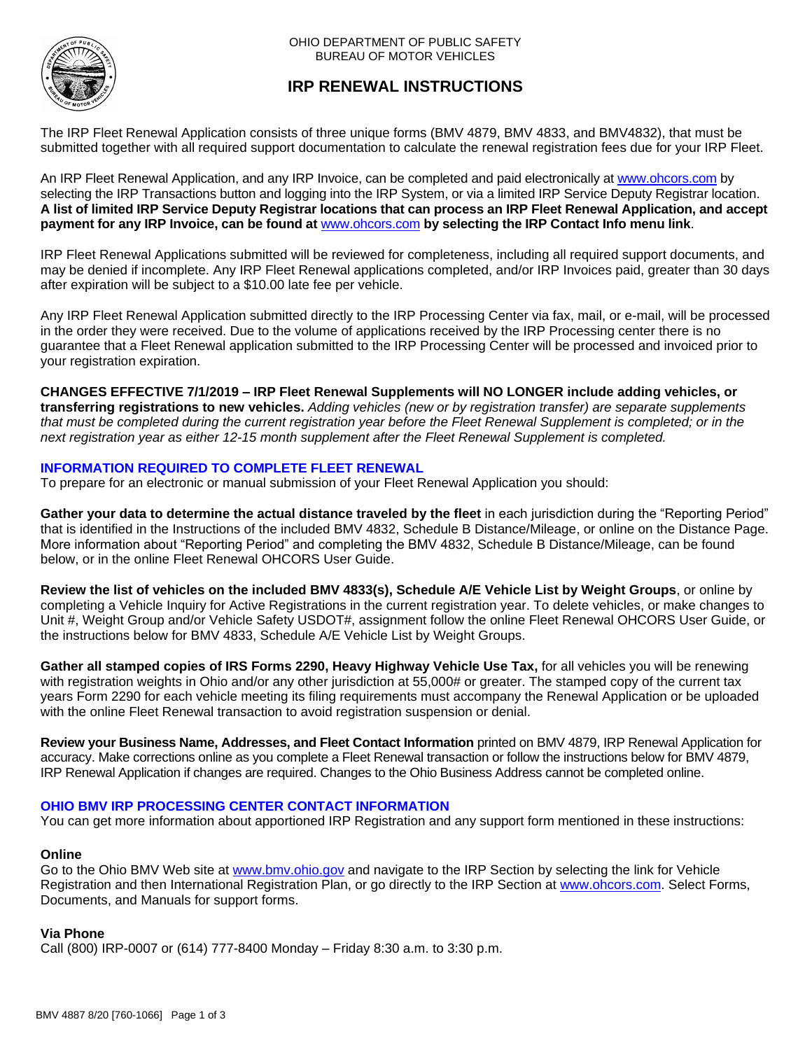OHIO DEPARTMENT OF PUBLIC SAFETY
BUREAU OF MOTOR VEHICLES

# IRP RENEWAL INSTRUCTIONS

The IRP Fleet Renewal Application consists of three unique forms (BMV 4879, BMV 4833, and BMV4832), that must be submitted together with all required support documentation to calculate the renewal registration fees due for your IRP Fleet.

An IRP Fleet Renewal Application, and any IRP Invoice, can be completed and paid electronically at www.ohcors.com by selecting the IRP Transactions button and logging into the IRP System, or via a limited IRP Service Deputy Registrar location. **A list of limited IRP Service Deputy Registrar locations that can process an IRP Fleet Renewal Application, and accept payment for any IRP Invoice, can be found at** www.ohcors.com **by selecting the IRP Contact Info menu link**.

IRP Fleet Renewal Applications submitted will be reviewed for completeness, including all required support documents, and may be denied if incomplete. Any IRP Fleet Renewal applications completed, and/or IRP Invoices paid, greater than 30 days after expiration will be subject to a $10.00 late fee per vehicle.

Any IRP Fleet Renewal Application submitted directly to the IRP Processing Center via fax, mail, or e-mail, will be processed in the order they were received. Due to the volume of applications received by the IRP Processing center there is no guarantee that a Fleet Renewal application submitted to the IRP Processing Center will be processed and invoiced prior to your registration expiration.

**CHANGES EFFECTIVE 7/1/2019 – IRP Fleet Renewal Supplements will NO LONGER include adding vehicles, or transferring registrations to new vehicles.** *Adding vehicles (new or by registration transfer) are separate supplements that must be completed during the current registration year before the Fleet Renewal Supplement is completed; or in the next registration year as either 12-15 month supplement after the Fleet Renewal Supplement is completed.*

## INFORMATION REQUIRED TO COMPLETE FLEET RENEWAL

To prepare for an electronic or manual submission of your Fleet Renewal Application you should:

**Gather your data to determine the actual distance traveled by the fleet** in each jurisdiction during the "Reporting Period" that is identified in the Instructions of the included BMV 4832, Schedule B Distance/Mileage, or online on the Distance Page. More information about "Reporting Period" and completing the BMV 4832, Schedule B Distance/Mileage, can be found below, or in the online Fleet Renewal OHCORS User Guide.

**Review the list of vehicles on the included BMV 4833(s), Schedule A/E Vehicle List by Weight Groups**, or online by completing a Vehicle Inquiry for Active Registrations in the current registration year. To delete vehicles, or make changes to Unit #, Weight Group and/or Vehicle Safety USDOT#, assignment follow the online Fleet Renewal OHCORS User Guide, or the instructions below for BMV 4833, Schedule A/E Vehicle List by Weight Groups.

**Gather all stamped copies of IRS Forms 2290, Heavy Highway Vehicle Use Tax,** for all vehicles you will be renewing with registration weights in Ohio and/or any other jurisdiction at 55,000# or greater. The stamped copy of the current tax years Form 2290 for each vehicle meeting its filing requirements must accompany the Renewal Application or be uploaded with the online Fleet Renewal transaction to avoid registration suspension or denial.

**Review your Business Name, Addresses, and Fleet Contact Information** printed on BMV 4879, IRP Renewal Application for accuracy. Make corrections online as you complete a Fleet Renewal transaction or follow the instructions below for BMV 4879, IRP Renewal Application if changes are required. Changes to the Ohio Business Address cannot be completed online.

## OHIO BMV IRP PROCESSING CENTER CONTACT INFORMATION

You can get more information about apportioned IRP Registration and any support form mentioned in these instructions:

### Online

Go to the Ohio BMV Web site at www.bmv.ohio.gov and navigate to the IRP Section by selecting the link for Vehicle Registration and then International Registration Plan, or go directly to the IRP Section at www.ohcors.com. Select Forms, Documents, and Manuals for support forms.

### Via Phone

Call (800) IRP-0007 or (614) 777-8400 Monday – Friday 8:30 a.m. to 3:30 p.m.

BMV 4887 8/20 [760-1066]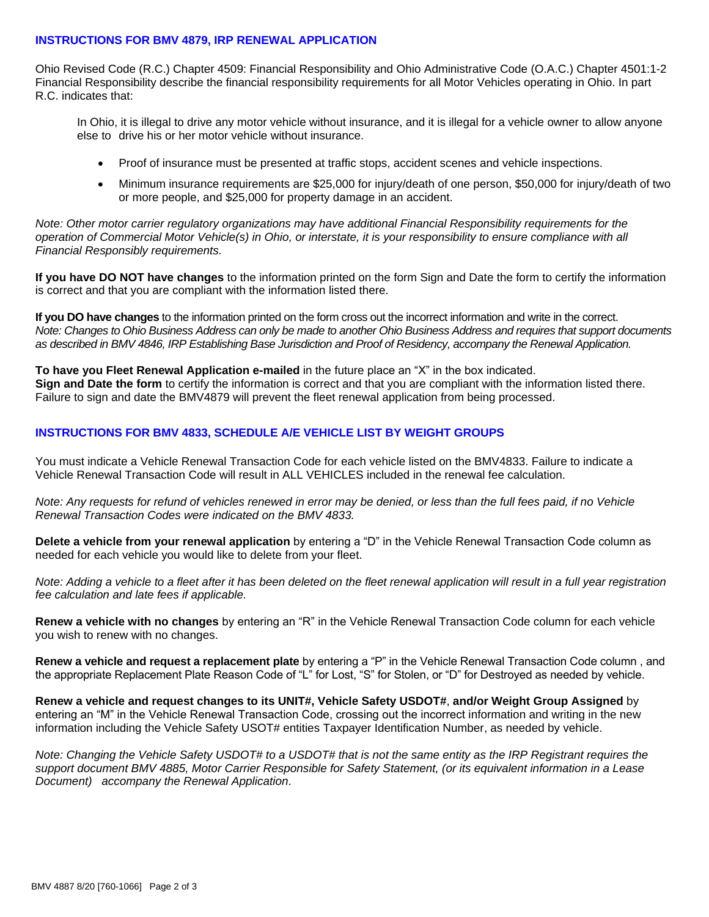## INSTRUCTIONS FOR BMV 4879, IRP RENEWAL APPLICATION

Ohio Revised Code (R.C.) Chapter 4509: Financial Responsibility and Ohio Administrative Code (O.A.C.) Chapter 4501:1-2 Financial Responsibility describe the financial responsibility requirements for all Motor Vehicles operating in Ohio. In part R.C. indicates that:

> In Ohio, it is illegal to drive any motor vehicle without insurance, and it is illegal for a vehicle owner to allow anyone else to drive his or her motor vehicle without insurance.
>
> - Proof of insurance must be presented at traffic stops, accident scenes and vehicle inspections.
> - Minimum insurance requirements are $25,000 for injury/death of one person, $50,000 for injury/death of two or more people, and $25,000 for property damage in an accident.

*Note: Other motor carrier regulatory organizations may have additional Financial Responsibility requirements for the operation of Commercial Motor Vehicle(s) in Ohio, or interstate, it is your responsibility to ensure compliance with all Financial Responsibly requirements.*

**If you have DO NOT have changes** to the information printed on the form Sign and Date the form to certify the information is correct and that you are compliant with the information listed there.

**If you DO have changes** to the information printed on the form cross out the incorrect information and write in the correct. *Note: Changes to Ohio Business Address can only be made to another Ohio Business Address and requires that support documents as described in BMV 4846, IRP Establishing Base Jurisdiction and Proof of Residency, accompany the Renewal Application.*

**To have you Fleet Renewal Application e-mailed** in the future place an "X" in the box indicated.
**Sign and Date the form** to certify the information is correct and that you are compliant with the information listed there. Failure to sign and date the BMV4879 will prevent the fleet renewal application from being processed.

## INSTRUCTIONS FOR BMV 4833, SCHEDULE A/E VEHICLE LIST BY WEIGHT GROUPS

You must indicate a Vehicle Renewal Transaction Code for each vehicle listed on the BMV4833. Failure to indicate a Vehicle Renewal Transaction Code will result in ALL VEHICLES included in the renewal fee calculation.

*Note: Any requests for refund of vehicles renewed in error may be denied, or less than the full fees paid, if no Vehicle Renewal Transaction Codes were indicated on the BMV 4833.*

**Delete a vehicle from your renewal application** by entering a "D" in the Vehicle Renewal Transaction Code column as needed for each vehicle you would like to delete from your fleet.

*Note: Adding a vehicle to a fleet after it has been deleted on the fleet renewal application will result in a full year registration fee calculation and late fees if applicable.*

**Renew a vehicle with no changes** by entering an "R" in the Vehicle Renewal Transaction Code column for each vehicle you wish to renew with no changes.

**Renew a vehicle and request a replacement plate** by entering a "P" in the Vehicle Renewal Transaction Code column , and the appropriate Replacement Plate Reason Code of "L" for Lost, "S" for Stolen, or "D" for Destroyed as needed by vehicle.

**Renew a vehicle and request changes to its UNIT#, Vehicle Safety USDOT#**, **and/or Weight Group Assigned** by entering an "M" in the Vehicle Renewal Transaction Code, crossing out the incorrect information and writing in the new information including the Vehicle Safety USOT# entities Taxpayer Identification Number, as needed by vehicle.

*Note: Changing the Vehicle Safety USDOT# to a USDOT# that is not the same entity as the IRP Registrant requires the support document BMV 4885, Motor Carrier Responsible for Safety Statement, (or its equivalent information in a Lease Document) accompany the Renewal Application.*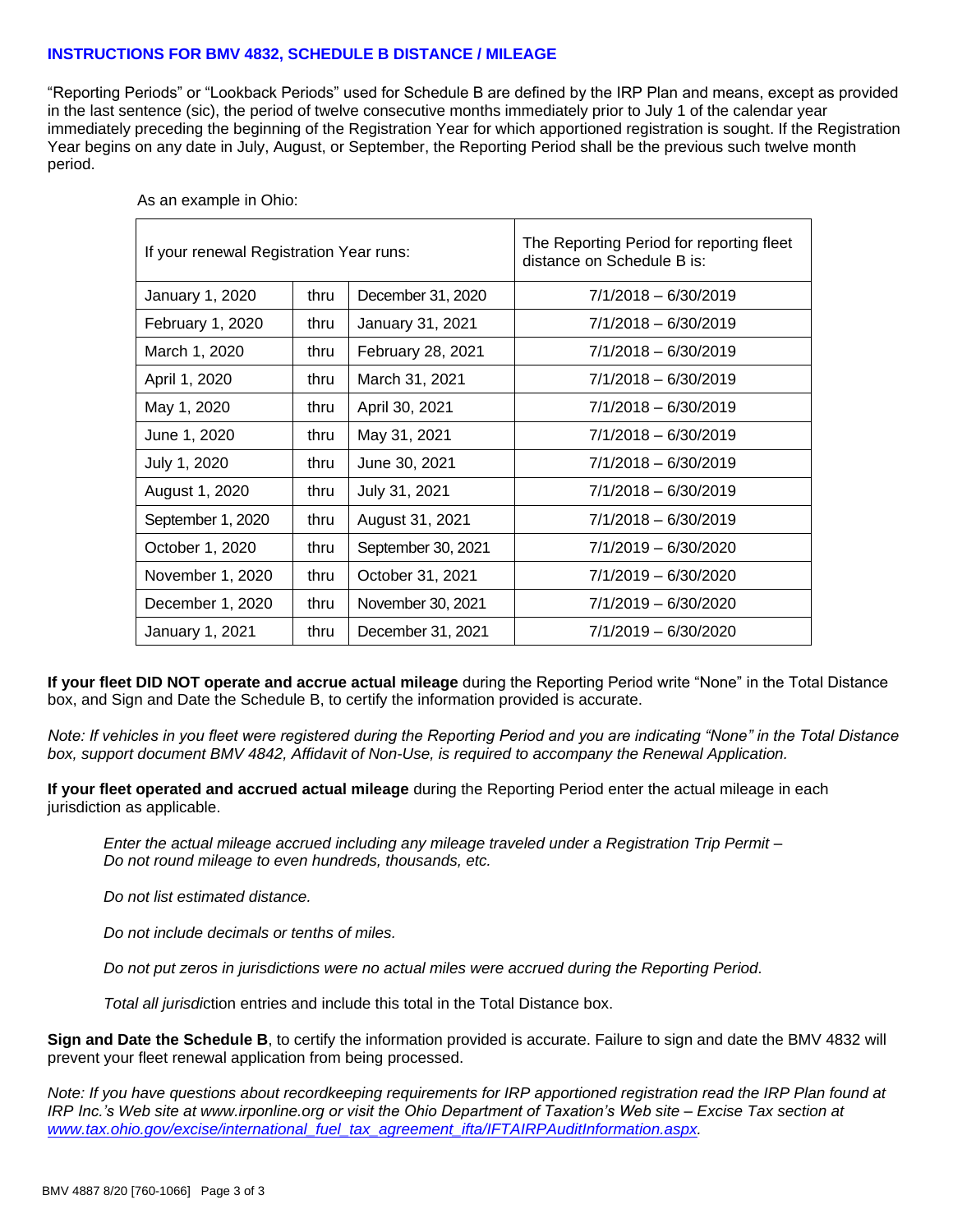## INSTRUCTIONS FOR BMV 4832, SCHEDULE B DISTANCE / MILEAGE

"Reporting Periods" or "Lookback Periods" used for Schedule B are defined by the IRP Plan and means, except as provided in the last sentence (sic), the period of twelve consecutive months immediately prior to July 1 of the calendar year immediately preceding the beginning of the Registration Year for which apportioned registration is sought. If the Registration Year begins on any date in July, August, or September, the Reporting Period shall be the previous such twelve month period.

As an example in Ohio:

| If your renewal Registration Year runs: | | | The Reporting Period for reporting fleet distance on Schedule B is: |
|---|---|---|---|
| January 1, 2020 | thru | December 31, 2020 | 7/1/2018 – 6/30/2019 |
| February 1, 2020 | thru | January 31, 2021 | 7/1/2018 – 6/30/2019 |
| March 1, 2020 | thru | February 28, 2021 | 7/1/2018 – 6/30/2019 |
| April 1, 2020 | thru | March 31, 2021 | 7/1/2018 – 6/30/2019 |
| May 1, 2020 | thru | April 30, 2021 | 7/1/2018 – 6/30/2019 |
| June 1, 2020 | thru | May 31, 2021 | 7/1/2018 – 6/30/2019 |
| July 1, 2020 | thru | June 30, 2021 | 7/1/2018 – 6/30/2019 |
| August 1, 2020 | thru | July 31, 2021 | 7/1/2018 – 6/30/2019 |
| September 1, 2020 | thru | August 31, 2021 | 7/1/2018 – 6/30/2019 |
| October 1, 2020 | thru | September 30, 2021 | 7/1/2019 – 6/30/2020 |
| November 1, 2020 | thru | October 31, 2021 | 7/1/2019 – 6/30/2020 |
| December 1, 2020 | thru | November 30, 2021 | 7/1/2019 – 6/30/2020 |
| January 1, 2021 | thru | December 31, 2021 | 7/1/2019 – 6/30/2020 |

**If your fleet DID NOT operate and accrue actual mileage** during the Reporting Period write "None" in the Total Distance box, and Sign and Date the Schedule B, to certify the information provided is accurate.

*Note: If vehicles in you fleet were registered during the Reporting Period and you are indicating "None" in the Total Distance box, support document BMV 4842, Affidavit of Non-Use, is required to accompany the Renewal Application.*

**If your fleet operated and accrued actual mileage** during the Reporting Period enter the actual mileage in each jurisdiction as applicable.

*Enter the actual mileage accrued including any mileage traveled under a Registration Trip Permit – Do not round mileage to even hundreds, thousands, etc.*

*Do not list estimated distance.*

*Do not include decimals or tenths of miles.*

*Do not put zeros in jurisdictions were no actual miles were accrued during the Reporting Period.*

*Total all jurisdi*ction entries and include this total in the Total Distance box.

**Sign and Date the Schedule B**, to certify the information provided is accurate. Failure to sign and date the BMV 4832 will prevent your fleet renewal application from being processed.

*Note: If you have questions about recordkeeping requirements for IRP apportioned registration read the IRP Plan found at IRP Inc.'s Web site at www.irponline.org or visit the Ohio Department of Taxation's Web site – Excise Tax section at www.tax.ohio.gov/excise/international_fuel_tax_agreement_ifta/IFTAIRPAuditInformation.aspx.*

BMV 4887 8/20 [760-1066]